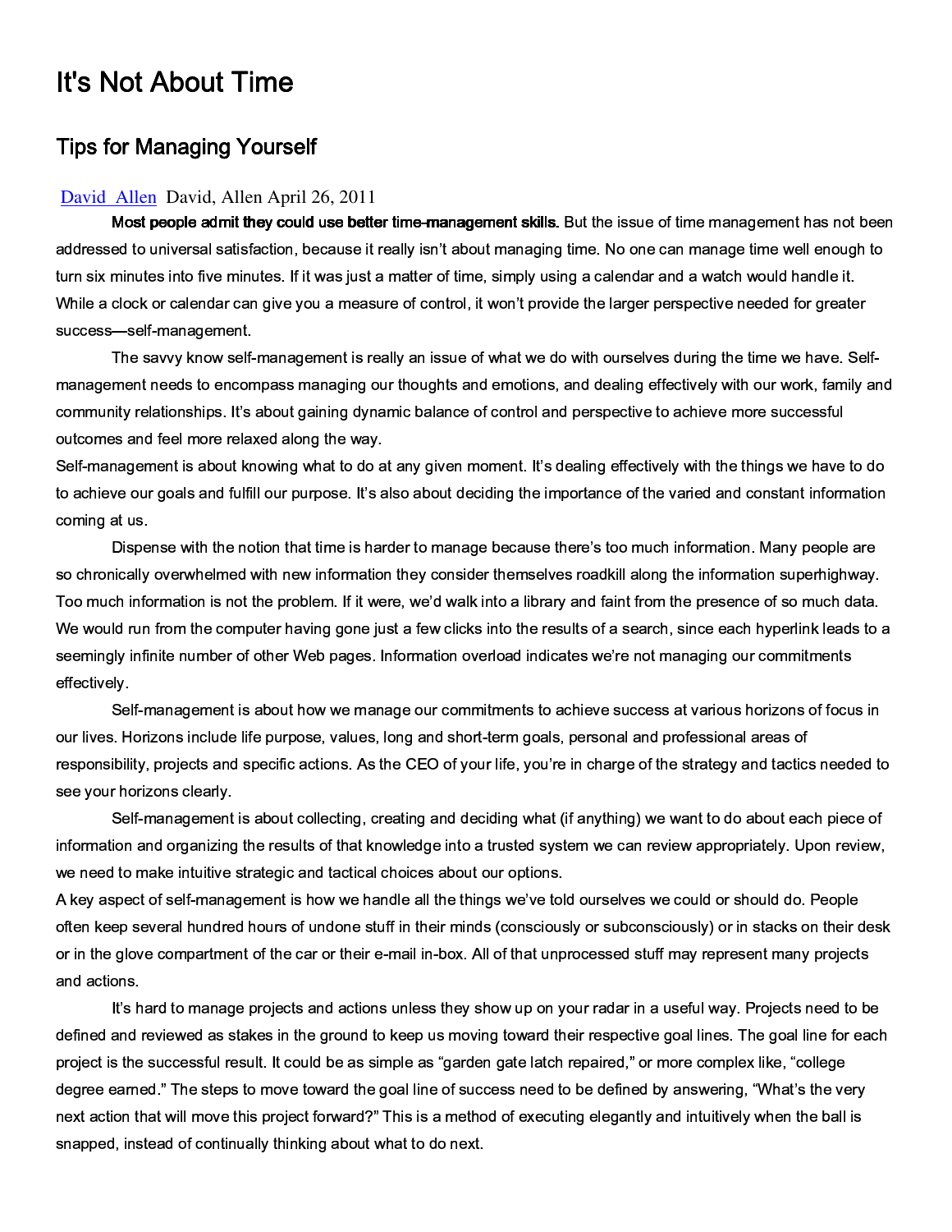# It's Not About Time

## Tips for Managing Yourself

[David Allen](David Allen) David, Allen April 26, 2011

**Most people admit they could use better time-management skills.** But the issue of time management has not been addressed to universal satisfaction, because it really isn't about managing time. No one can manage time well enough to turn six minutes into five minutes. If it was just a matter of time, simply using a calendar and a watch would handle it. While a clock or calendar can give you a measure of control, it won't provide the larger perspective needed for greater success—self-management.

The savvy know self-management is really an issue of what we do with ourselves during the time we have. Self-management needs to encompass managing our thoughts and emotions, and dealing effectively with our work, family and community relationships. It's about gaining dynamic balance of control and perspective to achieve more successful outcomes and feel more relaxed along the way.

Self-management is about knowing what to do at any given moment. It's dealing effectively with the things we have to do to achieve our goals and fulfill our purpose. It's also about deciding the importance of the varied and constant information coming at us.

Dispense with the notion that time is harder to manage because there's too much information. Many people are so chronically overwhelmed with new information they consider themselves roadkill along the information superhighway. Too much information is not the problem. If it were, we'd walk into a library and faint from the presence of so much data. We would run from the computer having gone just a few clicks into the results of a search, since each hyperlink leads to a seemingly infinite number of other Web pages. Information overload indicates we're not managing our commitments effectively.

Self-management is about how we manage our commitments to achieve success at various horizons of focus in our lives. Horizons include life purpose, values, long and short-term goals, personal and professional areas of responsibility, projects and specific actions. As the CEO of your life, you're in charge of the strategy and tactics needed to see your horizons clearly.

Self-management is about collecting, creating and deciding what (if anything) we want to do about each piece of information and organizing the results of that knowledge into a trusted system we can review appropriately. Upon review, we need to make intuitive strategic and tactical choices about our options.

A key aspect of self-management is how we handle all the things we've told ourselves we could or should do. People often keep several hundred hours of undone stuff in their minds (consciously or subconsciously) or in stacks on their desk or in the glove compartment of the car or their e-mail in-box. All of that unprocessed stuff may represent many projects and actions.

It's hard to manage projects and actions unless they show up on your radar in a useful way. Projects need to be defined and reviewed as stakes in the ground to keep us moving toward their respective goal lines. The goal line for each project is the successful result. It could be as simple as "garden gate latch repaired," or more complex like, "college degree earned." The steps to move toward the goal line of success need to be defined by answering, "What's the very next action that will move this project forward?" This is a method of executing elegantly and intuitively when the ball is snapped, instead of continually thinking about what to do next.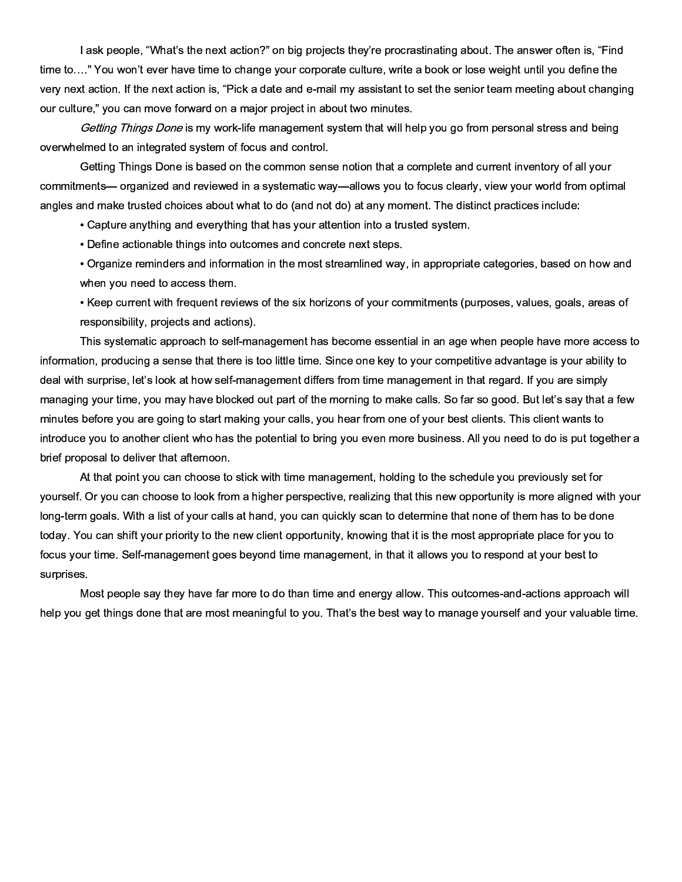I ask people, "What's the next action?" on big projects they're procrastinating about. The answer often is, "Find time to…." You won't ever have time to change your corporate culture, write a book or lose weight until you define the very next action. If the next action is, "Pick a date and e-mail my assistant to set the senior team meeting about changing our culture," you can move forward on a major project in about two minutes.

*Getting Things Done* is my work-life management system that will help you go from personal stress and being overwhelmed to an integrated system of focus and control.

Getting Things Done is based on the common sense notion that a complete and current inventory of all your commitments— organized and reviewed in a systematic way—allows you to focus clearly, view your world from optimal angles and make trusted choices about what to do (and not do) at any moment. The distinct practices include:

- Capture anything and everything that has your attention into a trusted system.
- Define actionable things into outcomes and concrete next steps.
- Organize reminders and information in the most streamlined way, in appropriate categories, based on how and when you need to access them.
- Keep current with frequent reviews of the six horizons of your commitments (purposes, values, goals, areas of responsibility, projects and actions).

This systematic approach to self-management has become essential in an age when people have more access to information, producing a sense that there is too little time. Since one key to your competitive advantage is your ability to deal with surprise, let's look at how self-management differs from time management in that regard. If you are simply managing your time, you may have blocked out part of the morning to make calls. So far so good. But let's say that a few minutes before you are going to start making your calls, you hear from one of your best clients. This client wants to introduce you to another client who has the potential to bring you even more business. All you need to do is put together a brief proposal to deliver that afternoon.

At that point you can choose to stick with time management, holding to the schedule you previously set for yourself. Or you can choose to look from a higher perspective, realizing that this new opportunity is more aligned with your long-term goals. With a list of your calls at hand, you can quickly scan to determine that none of them has to be done today. You can shift your priority to the new client opportunity, knowing that it is the most appropriate place for you to focus your time. Self-management goes beyond time management, in that it allows you to respond at your best to surprises.

Most people say they have far more to do than time and energy allow. This outcomes-and-actions approach will help you get things done that are most meaningful to you. That's the best way to manage yourself and your valuable time.